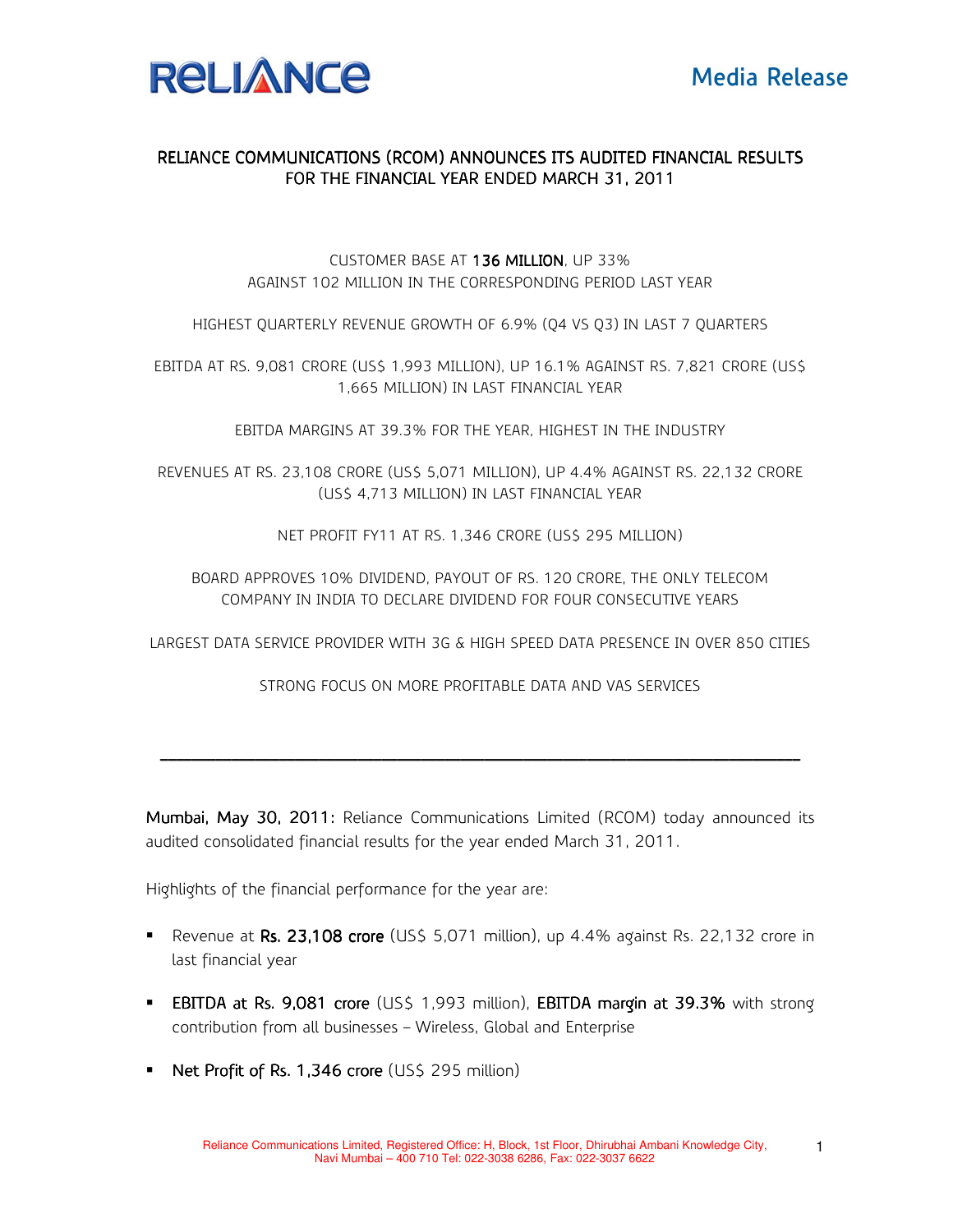**RELIANCE**

**Media Release**

# RELIANCE COMMUNICATIONS (RCOM) ANNOUNCES ITS AUDITED FINANCIAL RESULTS FOR THE FINANCIAL YEAR ENDED MARCH 31, 2011

CUSTOMER BASE AT **136 MILLION**, UP 33% AGAINST 102 MILLION IN THE CORRESPONDING PERIOD LAST YEAR

HIGHEST QUARTERLY REVENUE GROWTH OF 6.9% (Q4 VS Q3) IN LAST 7 QUARTERS

EBITDA AT RS. 9,081 CRORE (US$ 1,993 MILLION), UP 16.1% AGAINST RS. 7,821 CRORE (US$ 1,665 MILLION) IN LAST FINANCIAL YEAR

EBITDA MARGINS AT 39.3% FOR THE YEAR, HIGHEST IN THE INDUSTRY

REVENUES AT RS. 23,108 CRORE (US$ 5,071 MILLION), UP 4.4% AGAINST RS. 22,132 CRORE (US$ 4,713 MILLION) IN LAST FINANCIAL YEAR

NET PROFIT FY11 AT RS. 1,346 CRORE (US$ 295 MILLION)

BOARD APPROVES 10% DIVIDEND, PAYOUT OF RS. 120 CRORE, THE ONLY TELECOM COMPANY IN INDIA TO DECLARE DIVIDEND FOR FOUR CONSECUTIVE YEARS

LARGEST DATA SERVICE PROVIDER WITH 3G & HIGH SPEED DATA PRESENCE IN OVER 850 CITIES

STRONG FOCUS ON MORE PROFITABLE DATA AND VAS SERVICES

---

**Mumbai, May 30, 2011:** Reliance Communications Limited (RCOM) today announced its audited consolidated financial results for the year ended March 31, 2011.

Highlights of the financial performance for the year are:

- Revenue at **Rs. 23,108 crore** (US$ 5,071 million), up 4.4% against Rs. 22,132 crore in last financial year
- **EBITDA at Rs. 9,081 crore** (US$ 1,993 million), **EBITDA margin at 39.3%** with strong contribution from all businesses – Wireless, Global and Enterprise
- **Net Profit of Rs. 1,346 crore** (US$ 295 million)

Reliance Communications Limited, Registered Office: H, Block, 1st Floor, Dhirubhai Ambani Knowledge City, Navi Mumbai – 400 710 Tel: 022-3038 6286, Fax: 022-3037 6622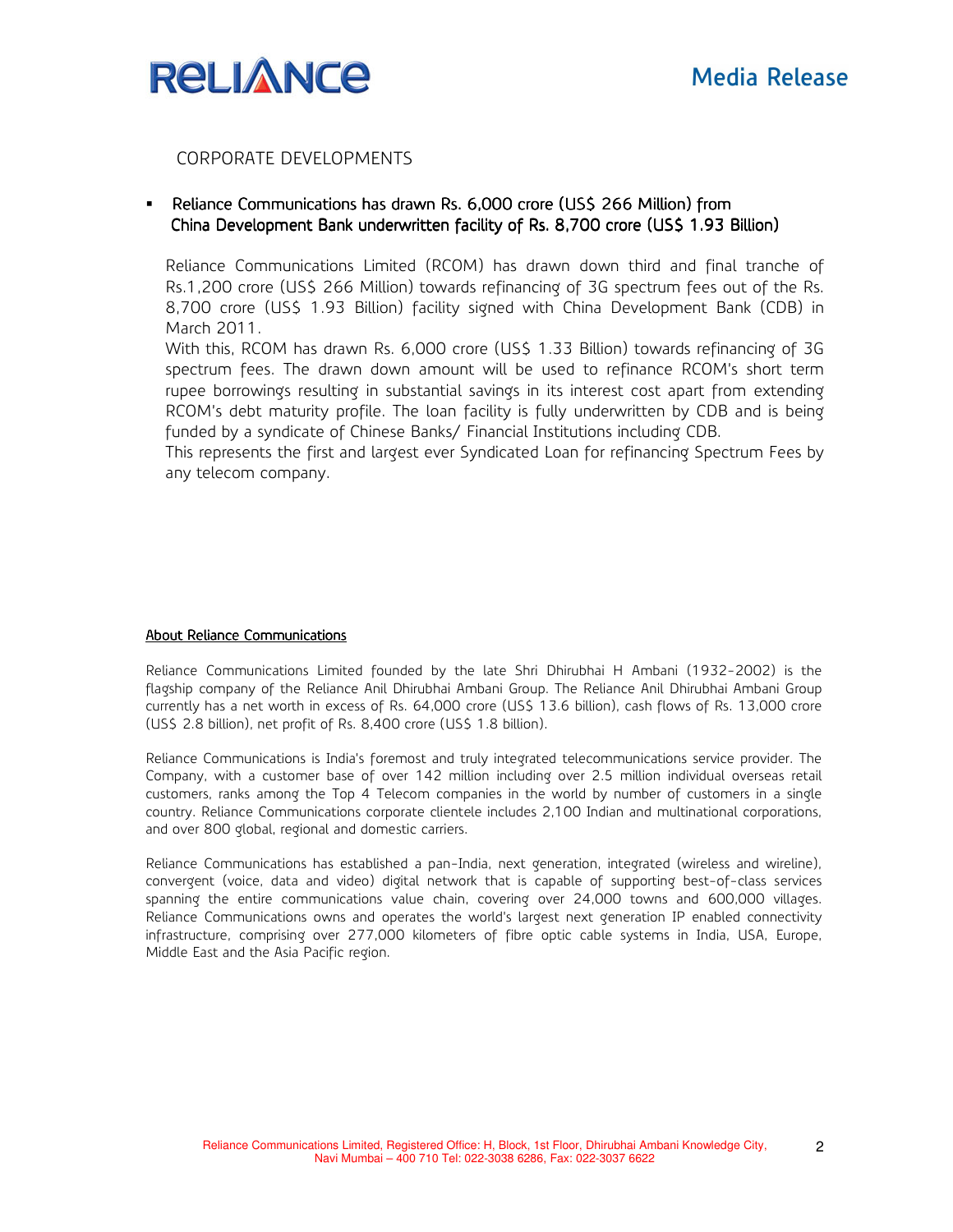CORPORATE DEVELOPMENTS

- **Reliance Communications has drawn Rs. 6,000 crore (US$ 266 Million) from China Development Bank underwritten facility of Rs. 8,700 crore (US$ 1.93 Billion)**

  Reliance Communications Limited (RCOM) has drawn down third and final tranche of Rs.1,200 crore (US$ 266 Million) towards refinancing of 3G spectrum fees out of the Rs. 8,700 crore (US$ 1.93 Billion) facility signed with China Development Bank (CDB) in March 2011.

  With this, RCOM has drawn Rs. 6,000 crore (US$ 1.33 Billion) towards refinancing of 3G spectrum fees. The drawn down amount will be used to refinance RCOM's short term rupee borrowings resulting in substantial savings in its interest cost apart from extending RCOM's debt maturity profile. The loan facility is fully underwritten by CDB and is being funded by a syndicate of Chinese Banks/ Financial Institutions including CDB.

  This represents the first and largest ever Syndicated Loan for refinancing Spectrum Fees by any telecom company.

## About Reliance Communications

Reliance Communications Limited founded by the late Shri Dhirubhai H Ambani (1932-2002) is the flagship company of the Reliance Anil Dhirubhai Ambani Group. The Reliance Anil Dhirubhai Ambani Group currently has a net worth in excess of Rs. 64,000 crore (US$ 13.6 billion), cash flows of Rs. 13,000 crore (US$ 2.8 billion), net profit of Rs. 8,400 crore (US$ 1.8 billion).

Reliance Communications is India's foremost and truly integrated telecommunications service provider. The Company, with a customer base of over 142 million including over 2.5 million individual overseas retail customers, ranks among the Top 4 Telecom companies in the world by number of customers in a single country. Reliance Communications corporate clientele includes 2,100 Indian and multinational corporations, and over 800 global, regional and domestic carriers.

Reliance Communications has established a pan-India, next generation, integrated (wireless and wireline), convergent (voice, data and video) digital network that is capable of supporting best-of-class services spanning the entire communications value chain, covering over 24,000 towns and 600,000 villages. Reliance Communications owns and operates the world's largest next generation IP enabled connectivity infrastructure, comprising over 277,000 kilometers of fibre optic cable systems in India, USA, Europe, Middle East and the Asia Pacific region.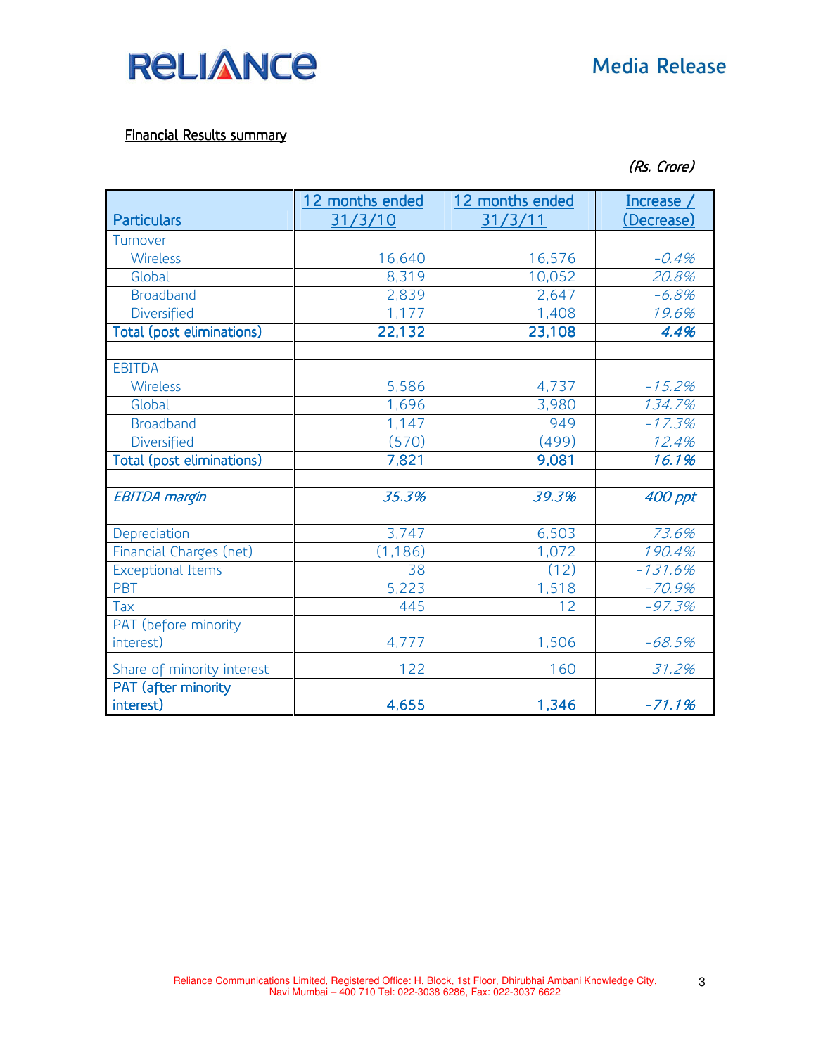RELIANCE

Media Release

Financial Results summary

*(Rs. Crore)*

| Particulars | 12 months ended 31/3/10 | 12 months ended 31/3/11 | Increase / (Decrease) |
|---|---|---|---|
| Turnover | | | |
| Wireless | 16,640 | 16,576 | *-0.4%* |
| Global | 8,319 | 10,052 | *20.8%* |
| Broadband | 2,839 | 2,647 | *-6.8%* |
| Diversified | 1,177 | 1,408 | *19.6%* |
| **Total (post eliminations)** | **22,132** | **23,108** | ***4.4%*** |
| | | | |
| EBITDA | | | |
| Wireless | 5,586 | 4,737 | *-15.2%* |
| Global | 1,696 | 3,980 | *134.7%* |
| Broadband | 1,147 | 949 | *-17.3%* |
| Diversified | (570) | (499) | *12.4%* |
| Total (post eliminations) | 7,821 | 9,081 | *16.1%* |
| | | | |
| *EBITDA margin* | *35.3%* | *39.3%* | *400 ppt* |
| | | | |
| Depreciation | 3,747 | 6,503 | *73.6%* |
| Financial Charges (net) | (1,186) | 1,072 | *190.4%* |
| Exceptional Items | 38 | (12) | *-131.6%* |
| PBT | 5,223 | 1,518 | *-70.9%* |
| Tax | 445 | 12 | *-97.3%* |
| PAT (before minority interest) | 4,777 | 1,506 | *-68.5%* |
| Share of minority interest | 122 | 160 | *31.2%* |
| PAT (after minority interest) | 4,655 | 1,346 | *-71.1%* |

Reliance Communications Limited, Registered Office: H, Block, 1st Floor, Dhirubhai Ambani Knowledge City, Navi Mumbai – 400 710 Tel: 022-3038 6286, Fax: 022-3037 6622